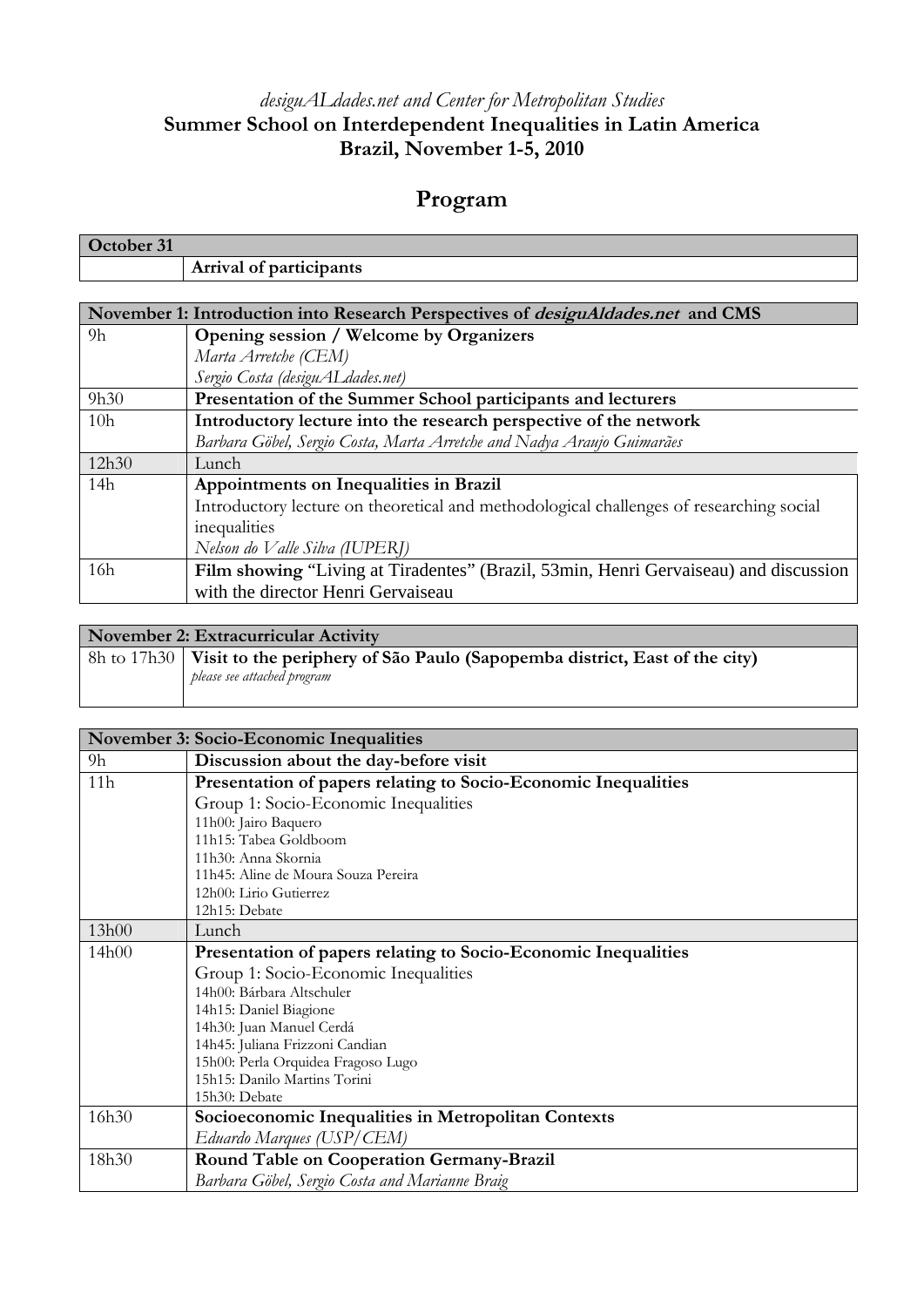*desiguALdades.net and Center for Metropolitan Studies*

**Summer School on Interdependent Inequalities in Latin America**

**Brazil, November 1-5, 2010**

# Program

| **October 31** | |
|---|---|
| | **Arrival of participants** |

| **November 1: Introduction into Research Perspectives of *desiguAldades.net* and CMS** | |
|---|---|
| 9h | **Opening session / Welcome by Organizers**<br>*Marta Arretche (CEM)*<br>*Sergio Costa (desiguALdades.net)* |
| 9h30 | **Presentation of the Summer School participants and lecturers** |
| 10h | **Introductory lecture into the research perspective of the network**<br>*Barbara Göbel, Sergio Costa, Marta Arretche and Nadya Araujo Guimarães* |
| 12h30 | Lunch |
| 14h | **Appointments on Inequalities in Brazil**<br>Introductory lecture on theoretical and methodological challenges of researching social inequalities<br>*Nelson do Valle Silva (IUPERJ)* |
| 16h | **Film showing** "Living at Tiradentes" (Brazil, 53min, Henri Gervaiseau) and discussion with the director Henri Gervaiseau |

| **November 2: Extracurricular Activity** | |
|---|---|
| 8h to 17h30 | **Visit to the periphery of São Paulo (Sapopemba district, East of the city)**<br>*please see attached program* |

| **November 3: Socio-Economic Inequalities** | |
|---|---|
| 9h | **Discussion about the day-before visit** |
| 11h | **Presentation of papers relating to Socio-Economic Inequalities**<br>Group 1: Socio-Economic Inequalities<br>11h00: Jairo Baquero<br>11h15: Tabea Goldboom<br>11h30: Anna Skornia<br>11h45: Aline de Moura Souza Pereira<br>12h00: Lirio Gutierrez<br>12h15: Debate |
| 13h00 | Lunch |
| 14h00 | **Presentation of papers relating to Socio-Economic Inequalities**<br>Group 1: Socio-Economic Inequalities<br>14h00: Bárbara Altschuler<br>14h15: Daniel Biagione<br>14h30: Juan Manuel Cerdá<br>14h45: Juliana Frizzoni Candian<br>15h00: Perla Orquidea Fragoso Lugo<br>15h15: Danilo Martins Torini<br>15h30: Debate |
| 16h30 | **Socioeconomic Inequalities in Metropolitan Contexts**<br>*Eduardo Marques (USP/CEM)* |
| 18h30 | **Round Table on Cooperation Germany-Brazil**<br>*Barbara Göbel, Sergio Costa and Marianne Braig* |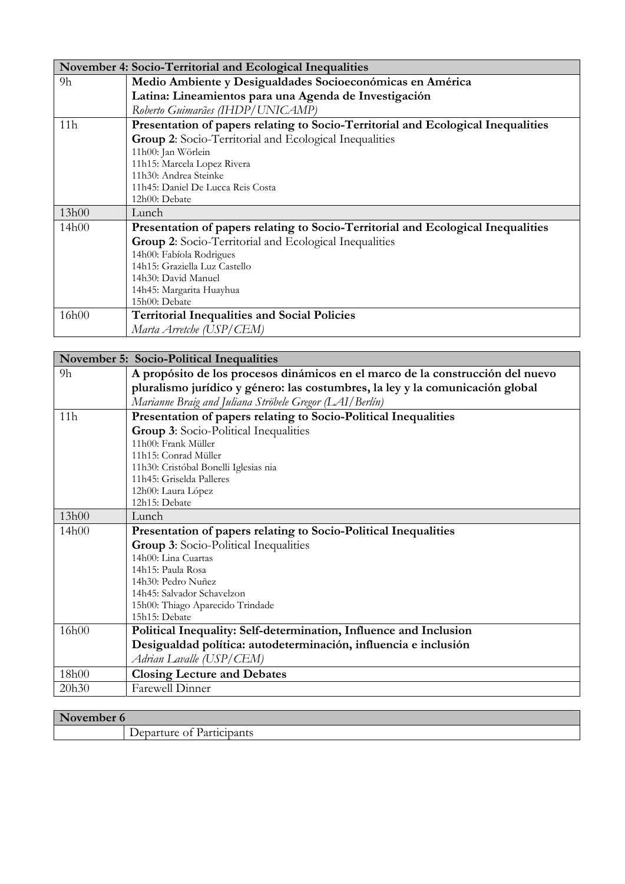| November 4: Socio-Territorial and Ecological Inequalities | |
|---|---|
| 9h | **Medio Ambiente y Desigualdades Socioeconómicas en América Latina: Lineamientos para una Agenda de Investigación**<br>*Roberto Guimarães (IHDP/UNICAMP)* |
| 11h | **Presentation of papers relating to Socio-Territorial and Ecological Inequalities**<br>**Group 2**: Socio-Territorial and Ecological Inequalities<br>11h00: Jan Wörlein<br>11h15: Marcela Lopez Rivera<br>11h30: Andrea Steinke<br>11h45: Daniel De Lucca Reis Costa<br>12h00: Debate |
| 13h00 | Lunch |
| 14h00 | **Presentation of papers relating to Socio-Territorial and Ecological Inequalities**<br>**Group 2**: Socio-Territorial and Ecological Inequalities<br>14h00: Fabíola Rodrigues<br>14h15: Graziella Luz Castello<br>14h30: David Manuel<br>14h45: Margarita Huayhua<br>15h00: Debate |
| 16h00 | **Territorial Inequalities and Social Policies**<br>*Marta Arretche (USP/CEM)* |

| November 5: Socio-Political Inequalities | |
|---|---|
| 9h | **A propósito de los procesos dinámicos en el marco de la construcción del nuevo pluralismo jurídico y género: las costumbres, la ley y la comunicación global**<br>*Marianne Braig and Juliana Ströbele Gregor (LAI/Berlín)* |
| 11h | **Presentation of papers relating to Socio-Political Inequalities**<br>**Group 3**: Socio-Political Inequalities<br>11h00: Frank Müller<br>11h15: Conrad Müller<br>11h30: Cristóbal Bonelli Iglesias nia<br>11h45: Griselda Palleres<br>12h00: Laura López<br>12h15: Debate |
| 13h00 | Lunch |
| 14h00 | **Presentation of papers relating to Socio-Political Inequalities**<br>**Group 3**: Socio-Political Inequalities<br>14h00: Lina Cuartas<br>14h15: Paula Rosa<br>14h30: Pedro Nuñez<br>14h45: Salvador Schavelzon<br>15h00: Thiago Aparecido Trindade<br>15h15: Debate |
| 16h00 | **Political Inequality: Self-determination, Influence and Inclusion**<br>**Desigualdad política: autodeterminación, influencia e inclusión**<br>*Adrian Lavalle (USP/CEM)* |
| 18h00 | **Closing Lecture and Debates** |
| 20h30 | Farewell Dinner |

| November 6 | |
|---|---|
| | Departure of Participants |